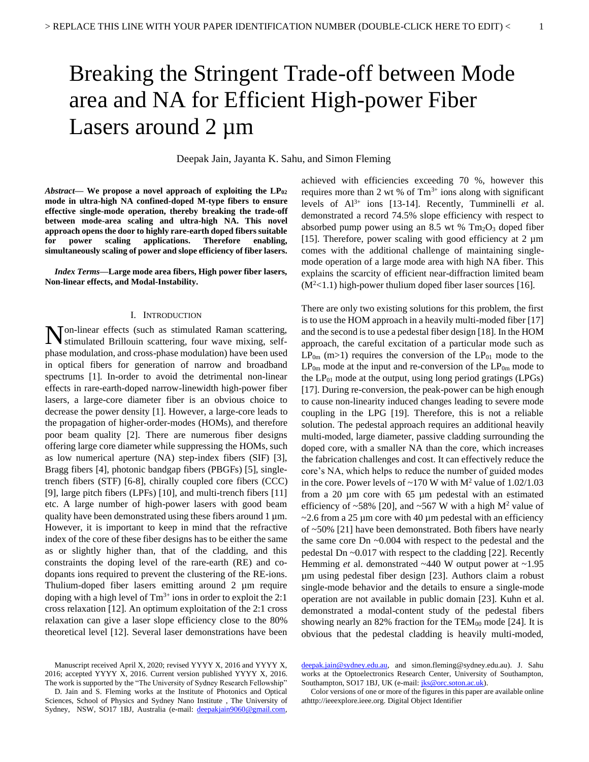# Breaking the Stringent Trade-off between Mode area and NA for Efficient High-power Fiber Lasers around 2 µm

Deepak Jain, Jayanta K. Sahu, and Simon Fleming

***Abstract*— We propose a novel approach of exploiting the $LP_{02}$ mode in ultra-high NA confined-doped M-type fibers to ensure effective single-mode operation, thereby breaking the trade-off between mode-area scaling and ultra-high NA. This novel approach opens the door to highly rare-earth doped fibers suitable for power scaling applications. Therefore enabling, simultaneously scaling of power and slope efficiency of fiber lasers.**

***Index Terms*—Large mode area fibers, High power fiber lasers, Non-linear effects, and Modal-Instability.**

## I. Introduction

Non-linear effects (such as stimulated Raman scattering, stimulated Brillouin scattering, four wave mixing, self-phase modulation, and cross-phase modulation) have been used in optical fibers for generation of narrow and broadband spectrums [1]. In-order to avoid the detrimental non-linear effects in rare-earth-doped narrow-linewidth high-power fiber lasers, a large-core diameter fiber is an obvious choice to decrease the power density [1]. However, a large-core leads to the propagation of higher-order-modes (HOMs), and therefore poor beam quality [2]. There are numerous fiber designs offering large core diameter while suppressing the HOMs, such as low numerical aperture (NA) step-index fibers (SIF) [3], Bragg fibers [4], photonic bandgap fibers (PBGFs) [5], single-trench fibers (STF) [6-8], chirally coupled core fibers (CCC) [9], large pitch fibers (LPFs) [10], and multi-trench fibers [11] etc. A large number of high-power lasers with good beam quality have been demonstrated using these fibers around 1 µm. However, it is important to keep in mind that the refractive index of the core of these fiber designs has to be either the same as or slightly higher than, that of the cladding, and this constraints the doping level of the rare-earth (RE) and co-dopants ions required to prevent the clustering of the RE-ions. Thulium-doped fiber lasers emitting around 2 µm require doping with a high level of $Tm^{3+}$ ions in order to exploit the 2:1 cross relaxation [12]. An optimum exploitation of the 2:1 cross relaxation can give a laser slope efficiency close to the 80% theoretical level [12]. Several laser demonstrations have been achieved with efficiencies exceeding 70 %, however this requires more than 2 wt % of $Tm^{3+}$ ions along with significant levels of $Al^{3+}$ ions [13-14]. Recently, Tumminelli *et* al. demonstrated a record 74.5% slope efficiency with respect to absorbed pump power using an 8.5 wt % $Tm_2O_3$ doped fiber [15]. Therefore, power scaling with good efficiency at 2 µm comes with the additional challenge of maintaining single-mode operation of a large mode area with high NA fiber. This explains the scarcity of efficient near-diffraction limited beam ($M^2$<1.1) high-power thulium doped fiber laser sources [16].

There are only two existing solutions for this problem, the first is to use the HOM approach in a heavily multi-moded fiber [17] and the second is to use a pedestal fiber design [18]. In the HOM approach, the careful excitation of a particular mode such as $LP_{0m}$ (m>1) requires the conversion of the $LP_{01}$ mode to the $LP_{0m}$ mode at the input and re-conversion of the $LP_{0m}$ mode to the $LP_{01}$ mode at the output, using long period gratings (LPGs) [17]. During re-conversion, the peak-power can be high enough to cause non-linearity induced changes leading to severe mode coupling in the LPG [19]. Therefore, this is not a reliable solution. The pedestal approach requires an additional heavily multi-moded, large diameter, passive cladding surrounding the doped core, with a smaller NA than the core, which increases the fabrication challenges and cost. It can effectively reduce the core's NA, which helps to reduce the number of guided modes in the core. Power levels of ~170 W with $M^2$ value of 1.02/1.03 from a 20 µm core with 65 µm pedestal with an estimated efficiency of ~58% [20], and ~567 W with a high $M^2$ value of ~2.6 from a 25 µm core with 40 µm pedestal with an efficiency of ~50% [21] have been demonstrated. Both fibers have nearly the same core Dn ~0.004 with respect to the pedestal and the pedestal Dn ~0.017 with respect to the cladding [22]. Recently Hemming *et* al. demonstrated ~440 W output power at ~1.95 µm using pedestal fiber design [23]. Authors claim a robust single-mode behavior and the details to ensure a single-mode operation are not available in public domain [23]. Kuhn et al. demonstrated a modal-content study of the pedestal fibers showing nearly an 82% fraction for the $TEM_{00}$ mode [24]. It is obvious that the pedestal cladding is heavily multi-moded,

Manuscript received April X, 2020; revised YYYY X, 2016 and YYYY X, 2016; accepted YYYY X, 2016. Current version published YYYY X, 2016. The work is supported by the "The University of Sydney Research Fellowship"

D. Jain and S. Fleming works at the Institute of Photonics and Optical Sciences, School of Physics and Sydney Nano Institute , The University of Sydney, NSW, SO17 1BJ, Australia (e-mail: deepakjain9060@gmail.com, deepak.jain@sydney.edu.au, and simon.fleming@sydney.edu.au). J. Sahu works at the Optoelectronics Research Center, University of Southampton, Southampton, SO17 1BJ, UK (e-mail: jks@orc.soton.ac.uk).

Color versions of one or more of the figures in this paper are available online athttp://ieeexplore.ieee.org. Digital Object Identifier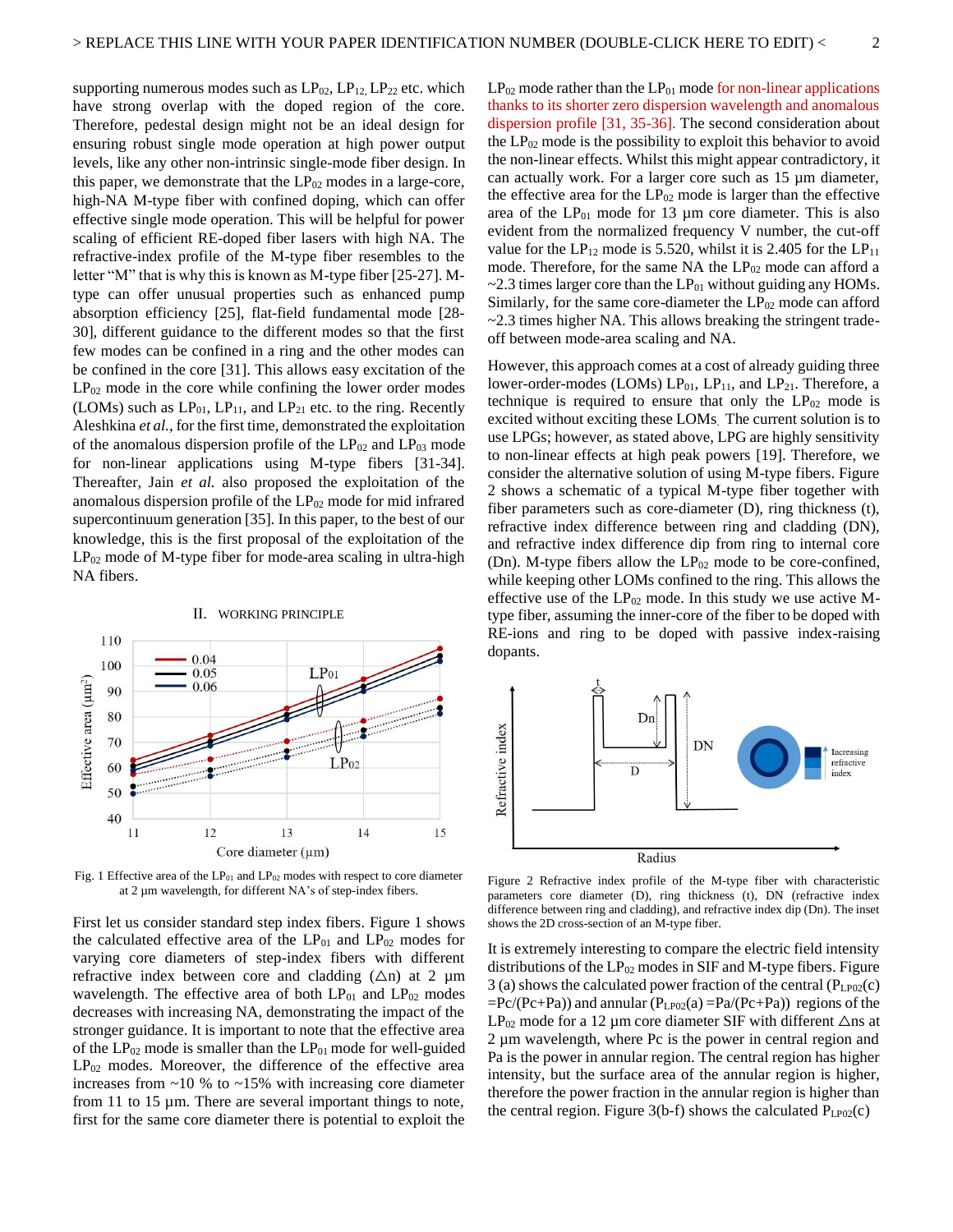supporting numerous modes such as $LP_{02}$, $LP_{12}$, $LP_{22}$ etc. which have strong overlap with the doped region of the core. Therefore, pedestal design might not be an ideal design for ensuring robust single mode operation at high power output levels, like any other non-intrinsic single-mode fiber design. In this paper, we demonstrate that the $LP_{02}$ modes in a large-core, high-NA M-type fiber with confined doping, which can offer effective single mode operation. This will be helpful for power scaling of efficient RE-doped fiber lasers with high NA. The refractive-index profile of the M-type fiber resembles to the letter "M" that is why this is known as M-type fiber [25-27]. M-type can offer unusual properties such as enhanced pump absorption efficiency [25], flat-field fundamental mode [28-30], different guidance to the different modes so that the first few modes can be confined in a ring and the other modes can be confined in the core [31]. This allows easy excitation of the $LP_{02}$ mode in the core while confining the lower order modes (LOMs) such as $LP_{01}$, $LP_{11}$, and $LP_{21}$ etc. to the ring. Recently Aleshkina *et al.*, for the first time, demonstrated the exploitation of the anomalous dispersion profile of the $LP_{02}$ and $LP_{03}$ mode for non-linear applications using M-type fibers [31-34]. Thereafter, Jain *et al.* also proposed the exploitation of the anomalous dispersion profile of the $LP_{02}$ mode for mid infrared supercontinuum generation [35]. In this paper, to the best of our knowledge, this is the first proposal of the exploitation of the $LP_{02}$ mode of M-type fiber for mode-area scaling in ultra-high NA fibers.

## II. WORKING PRINCIPLE

Fig. 1 Effective area of the $LP_{01}$ and $LP_{02}$ modes with respect to core diameter at 2 µm wavelength, for different NA's of step-index fibers.

First let us consider standard step index fibers. Figure 1 shows the calculated effective area of the $LP_{01}$ and $LP_{02}$ modes for varying core diameters of step-index fibers with different refractive index between core and cladding ($\triangle n$) at 2 µm wavelength. The effective area of both $LP_{01}$ and $LP_{02}$ modes decreases with increasing NA, demonstrating the impact of the stronger guidance. It is important to note that the effective area of the $LP_{02}$ mode is smaller than the $LP_{01}$ mode for well-guided $LP_{02}$ modes. Moreover, the difference of the effective area increases from ~10 % to ~15% with increasing core diameter from 11 to 15 µm. There are several important things to note, first for the same core diameter there is potential to exploit the $LP_{02}$ mode rather than the $LP_{01}$ mode for non-linear applications thanks to its shorter zero dispersion wavelength and anomalous dispersion profile [31, 35-36]. The second consideration about the $LP_{02}$ mode is the possibility to exploit this behavior to avoid the non-linear effects. Whilst this might appear contradictory, it can actually work. For a larger core such as 15 µm diameter, the effective area for the $LP_{02}$ mode is larger than the effective area of the $LP_{01}$ mode for 13 µm core diameter. This is also evident from the normalized frequency V number, the cut-off value for the $LP_{12}$ mode is 5.520, whilst it is 2.405 for the $LP_{11}$ mode. Therefore, for the same NA the $LP_{02}$ mode can afford a ~2.3 times larger core than the $LP_{01}$ without guiding any HOMs. Similarly, for the same core-diameter the $LP_{02}$ mode can afford ~2.3 times higher NA. This allows breaking the stringent trade-off between mode-area scaling and NA.

However, this approach comes at a cost of already guiding three lower-order-modes (LOMs) $LP_{01}$, $LP_{11}$, and $LP_{21}$. Therefore, a technique is required to ensure that only the $LP_{02}$ mode is excited without exciting these LOMs. The current solution is to use LPGs; however, as stated above, LPG are highly sensitivity to non-linear effects at high peak powers [19]. Therefore, we consider the alternative solution of using M-type fibers. Figure 2 shows a schematic of a typical M-type fiber together with fiber parameters such as core-diameter (D), ring thickness (t), refractive index difference between ring and cladding (DN), and refractive index difference dip from ring to internal core (Dn). M-type fibers allow the $LP_{02}$ mode to be core-confined, while keeping other LOMs confined to the ring. This allows the effective use of the $LP_{02}$ mode. In this study we use active M-type fiber, assuming the inner-core of the fiber to be doped with RE-ions and ring to be doped with passive index-raising dopants.

Figure 2 Refractive index profile of the M-type fiber with characteristic parameters core diameter (D), ring thickness (t), DN (refractive index difference between ring and cladding), and refractive index dip (Dn). The inset shows the 2D cross-section of an M-type fiber.

It is extremely interesting to compare the electric field intensity distributions of the $LP_{02}$ modes in SIF and M-type fibers. Figure 3 (a) shows the calculated power fraction of the central ($P_{LP02}(c) = Pc/(Pc+Pa)$) and annular ($P_{LP02}(a) = Pa/(Pc+Pa)$) regions of the $LP_{02}$ mode for a 12 µm core diameter SIF with different $\triangle$ns at 2 µm wavelength, where Pc is the power in central region and Pa is the power in annular region. The central region has higher intensity, but the surface area of the annular region is higher, therefore the power fraction in the annular region is higher than the central region. Figure 3(b-f) shows the calculated $P_{LP02}(c)$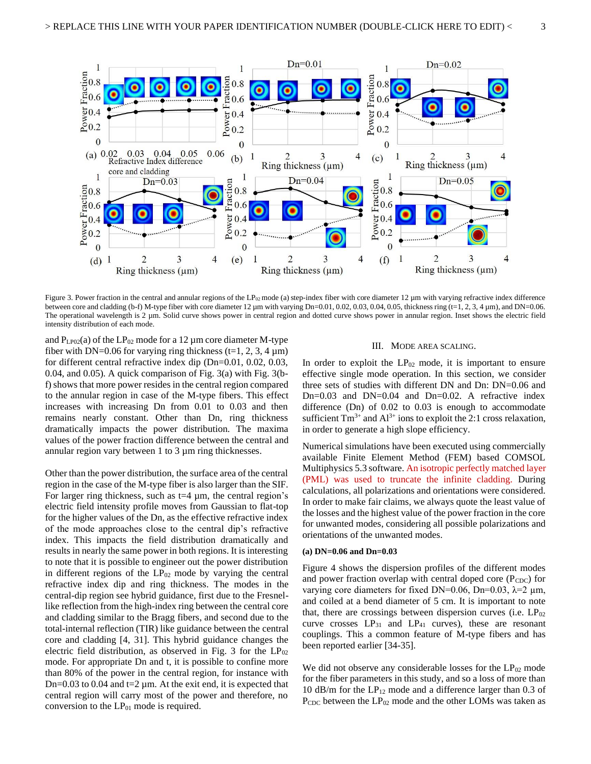Figure 3. Power fraction in the central and annular regions of the $LP_{02}$ mode (a) step-index fiber with core diameter 12 µm with varying refractive index difference between core and cladding (b-f) M-type fiber with core diameter 12 µm with varying Dn=0.01, 0.02, 0.03, 0.04, 0.05, thickness ring (t=1, 2, 3, 4 µm), and DN=0.06. The operational wavelength is 2 µm. Solid curve shows power in central region and dotted curve shows power in annular region. Inset shows the electric field intensity distribution of each mode.

and $P_{LP02}(a)$ of the $LP_{02}$ mode for a 12 µm core diameter M-type fiber with DN=0.06 for varying ring thickness (t=1, 2, 3, 4 µm) for different central refractive index dip (Dn=0.01, 0.02, 0.03, 0.04, and 0.05). A quick comparison of Fig. 3(a) with Fig. 3(b-f) shows that more power resides in the central region compared to the annular region in case of the M-type fibers. This effect increases with increasing Dn from 0.01 to 0.03 and then remains nearly constant. Other than Dn, ring thickness dramatically impacts the power distribution. The maxima values of the power fraction difference between the central and annular region vary between 1 to 3 µm ring thicknesses.

Other than the power distribution, the surface area of the central region in the case of the M-type fiber is also larger than the SIF. For larger ring thickness, such as t=4 µm, the central region's electric field intensity profile moves from Gaussian to flat-top for the higher values of the Dn, as the effective refractive index of the mode approaches close to the central dip's refractive index. This impacts the field distribution dramatically and results in nearly the same power in both regions. It is interesting to note that it is possible to engineer out the power distribution in different regions of the $LP_{02}$ mode by varying the central refractive index dip and ring thickness. The modes in the central-dip region see hybrid guidance, first due to the Fresnel-like reflection from the high-index ring between the central core and cladding similar to the Bragg fibers, and second due to the total-internal reflection (TIR) like guidance between the central core and cladding [4, 31]. This hybrid guidance changes the electric field distribution, as observed in Fig. 3 for the $LP_{02}$ mode. For appropriate Dn and t, it is possible to confine more than 80% of the power in the central region, for instance with Dn=0.03 to 0.04 and t=2 µm. At the exit end, it is expected that central region will carry most of the power and therefore, no conversion to the $LP_{01}$ mode is required.

## III. Mode Area Scaling.

In order to exploit the $LP_{02}$ mode, it is important to ensure effective single mode operation. In this section, we consider three sets of studies with different DN and Dn: DN=0.06 and Dn=0.03 and DN=0.04 and Dn=0.02. A refractive index difference (Dn) of 0.02 to 0.03 is enough to accommodate sufficient $Tm^{3+}$ and $Al^{3+}$ ions to exploit the 2:1 cross relaxation, in order to generate a high slope efficiency.

Numerical simulations have been executed using commercially available Finite Element Method (FEM) based COMSOL Multiphysics 5.3 software. An isotropic perfectly matched layer (PML) was used to truncate the infinite cladding. During calculations, all polarizations and orientations were considered. In order to make fair claims, we always quote the least value of the losses and the highest value of the power fraction in the core for unwanted modes, considering all possible polarizations and orientations of the unwanted modes.

**(a) DN=0.06 and Dn=0.03**

Figure 4 shows the dispersion profiles of the different modes and power fraction overlap with central doped core ($P_{CDC}$) for varying core diameters for fixed DN=0.06, Dn=0.03, λ=2 µm, and coiled at a bend diameter of 5 cm. It is important to note that, there are crossings between dispersion curves (i.e. $LP_{02}$ curve crosses $LP_{31}$ and $LP_{41}$ curves), these are resonant couplings. This a common feature of M-type fibers and has been reported earlier [34-35].

We did not observe any considerable losses for the $LP_{02}$ mode for the fiber parameters in this study, and so a loss of more than 10 dB/m for the $LP_{12}$ mode and a difference larger than 0.3 of $P_{CDC}$ between the $LP_{02}$ mode and the other LOMs was taken as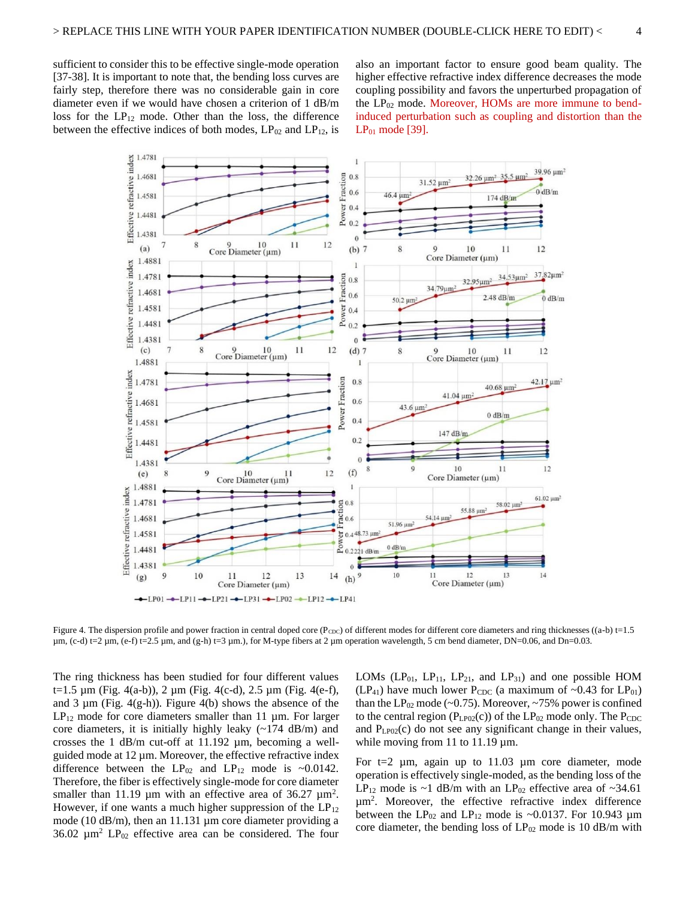sufficient to consider this to be effective single-mode operation [37-38]. It is important to note that, the bending loss curves are fairly step, therefore there was no considerable gain in core diameter even if we would have chosen a criterion of 1 dB/m loss for the $LP_{12}$ mode. Other than the loss, the difference between the effective indices of both modes, $LP_{02}$ and $LP_{12}$, is also an important factor to ensure good beam quality. The higher effective refractive index difference decreases the mode coupling possibility and favors the unperturbed propagation of the $LP_{02}$ mode. Moreover, HOMs are more immune to bend-induced perturbation such as coupling and distortion than the $LP_{01}$ mode [39].

Figure 4. The dispersion profile and power fraction in central doped core ($P_{CDC}$) of different modes for different core diameters and ring thicknesses ((a-b) t=1.5 µm, (c-d) t=2 µm, (e-f) t=2.5 µm, and (g-h) t=3 µm.), for M-type fibers at 2 µm operation wavelength, 5 cm bend diameter, DN=0.06, and Dn=0.03.

The ring thickness has been studied for four different values t=1.5 µm (Fig. 4(a-b)), 2 µm (Fig. 4(c-d), 2.5 µm (Fig. 4(e-f), and 3 µm (Fig. 4(g-h)). Figure 4(b) shows the absence of the $LP_{12}$ mode for core diameters smaller than 11 µm. For larger core diameters, it is initially highly leaky (~174 dB/m) and crosses the 1 dB/m cut-off at 11.192 µm, becoming a well-guided mode at 12 µm. Moreover, the effective refractive index difference between the $LP_{02}$ and $LP_{12}$ mode is ~0.0142. Therefore, the fiber is effectively single-mode for core diameter smaller than 11.19 µm with an effective area of 36.27 µm$^2$. However, if one wants a much higher suppression of the $LP_{12}$ mode (10 dB/m), then an 11.131 µm core diameter providing a 36.02 µm$^2$ $LP_{02}$ effective area can be considered. The four LOMs ($LP_{01}$, $LP_{11}$, $LP_{21}$, and $LP_{31}$) and one possible HOM ($LP_{41}$) have much lower $P_{CDC}$ (a maximum of ~0.43 for $LP_{01}$) than the $LP_{02}$ mode (~0.75). Moreover, ~75% power is confined to the central region ($P_{LP02}(c)$) of the $LP_{02}$ mode only. The $P_{CDC}$ and $P_{LP02}(c)$ do not see any significant change in their values, while moving from 11 to 11.19 µm.

For t=2 µm, again up to 11.03 µm core diameter, mode operation is effectively single-moded, as the bending loss of the $LP_{12}$ mode is ~1 dB/m with an $LP_{02}$ effective area of ~34.61 µm$^2$. Moreover, the effective refractive index difference between the $LP_{02}$ and $LP_{12}$ mode is ~0.0137. For 10.943 µm core diameter, the bending loss of $LP_{02}$ mode is 10 dB/m with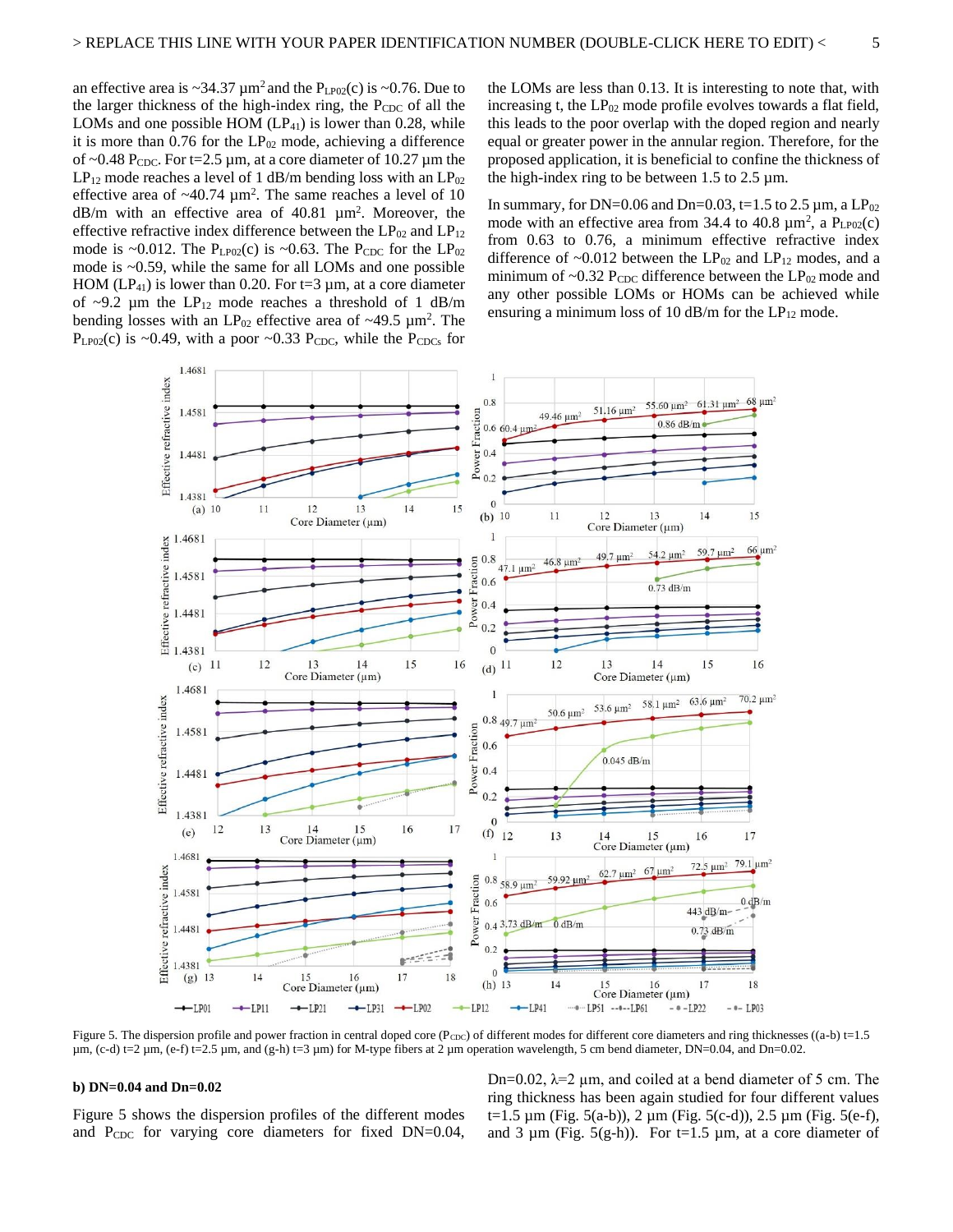an effective area is ~34.37 μm$^2$ and the $P_{LP02}(c)$ is ~0.76. Due to the larger thickness of the high-index ring, the $P_{CDC}$ of all the LOMs and one possible HOM ($LP_{41}$) is lower than 0.28, while it is more than 0.76 for the $LP_{02}$ mode, achieving a difference of ~0.48 $P_{CDC}$. For t=2.5 μm, at a core diameter of 10.27 μm the $LP_{12}$ mode reaches a level of 1 dB/m bending loss with an $LP_{02}$ effective area of ~40.74 μm$^2$. The same reaches a level of 10 dB/m with an effective area of 40.81 μm$^2$. Moreover, the effective refractive index difference between the $LP_{02}$ and $LP_{12}$ mode is ~0.012. The $P_{LP02}(c)$ is ~0.63. The $P_{CDC}$ for the $LP_{02}$ mode is ~0.59, while the same for all LOMs and one possible HOM ($LP_{41}$) is lower than 0.20. For t=3 μm, at a core diameter of ~9.2 μm the $LP_{12}$ mode reaches a threshold of 1 dB/m bending losses with an $LP_{02}$ effective area of ~49.5 μm$^2$. The $P_{LP02}(c)$ is ~0.49, with a poor ~0.33 $P_{CDC}$, while the $P_{CDCs}$ for the LOMs are less than 0.13. It is interesting to note that, with increasing t, the $LP_{02}$ mode profile evolves towards a flat field, this leads to the poor overlap with the doped region and nearly equal or greater power in the annular region. Therefore, for the proposed application, it is beneficial to confine the thickness of the high-index ring to be between 1.5 to 2.5 μm.

In summary, for DN=0.06 and Dn=0.03, t=1.5 to 2.5 μm, a $LP_{02}$ mode with an effective area from 34.4 to 40.8 μm$^2$, a $P_{LP02}(c)$ from 0.63 to 0.76, a minimum effective refractive index difference of ~0.012 between the $LP_{02}$ and $LP_{12}$ modes, and a minimum of ~0.32 $P_{CDC}$ difference between the $LP_{02}$ mode and any other possible LOMs or HOMs can be achieved while ensuring a minimum loss of 10 dB/m for the $LP_{12}$ mode.

Figure 5. The dispersion profile and power fraction in central doped core ($P_{CDC}$) of different modes for different core diameters and ring thicknesses ((a-b) t=1.5 μm, (c-d) t=2 μm, (e-f) t=2.5 μm, and (g-h) t=3 μm) for M-type fibers at 2 μm operation wavelength, 5 cm bend diameter, DN=0.04, and Dn=0.02.

**b) DN=0.04 and Dn=0.02**

Figure 5 shows the dispersion profiles of the different modes and $P_{CDC}$ for varying core diameters for fixed DN=0.04, Dn=0.02, λ=2 μm, and coiled at a bend diameter of 5 cm. The ring thickness has been again studied for four different values t=1.5 μm (Fig. 5(a-b)), 2 μm (Fig. 5(c-d)), 2.5 μm (Fig. 5(e-f), and 3 μm (Fig. 5(g-h)). For t=1.5 μm, at a core diameter of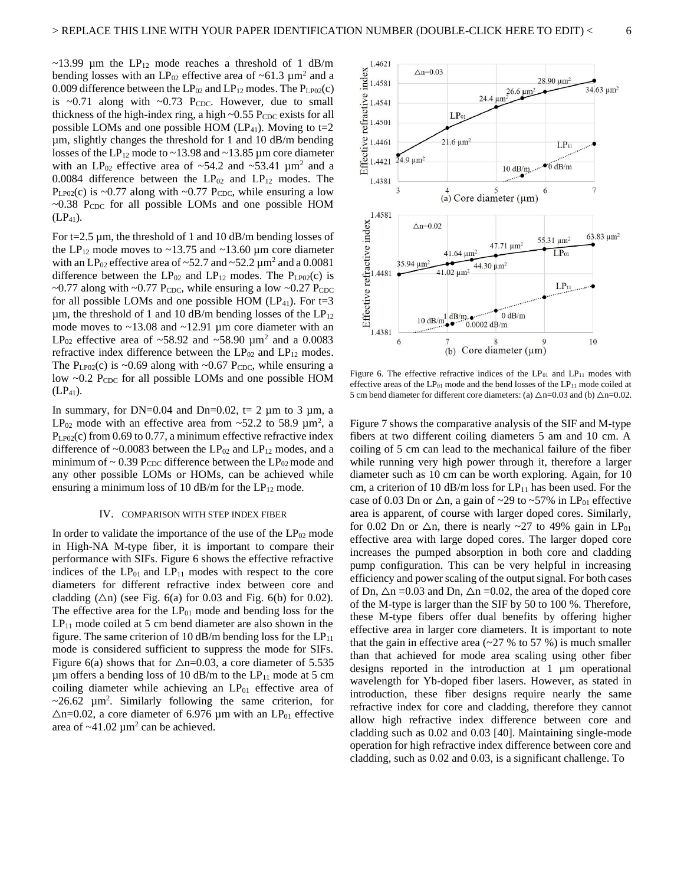~13.99 µm the $LP_{12}$ mode reaches a threshold of 1 dB/m bending losses with an $LP_{02}$ effective area of ~61.3 µm$^2$ and a 0.009 difference between the $LP_{02}$ and $LP_{12}$ modes. The $P_{LP02}(c)$ is ~0.71 along with ~0.73 $P_{CDC}$. However, due to small thickness of the high-index ring, a high ~0.55 $P_{CDC}$ exists for all possible LOMs and one possible HOM ($LP_{41}$). Moving to t=2 µm, slightly changes the threshold for 1 and 10 dB/m bending losses of the $LP_{12}$ mode to ~13.98 and ~13.85 µm core diameter with an $LP_{02}$ effective area of ~54.2 and ~53.41 µm$^2$ and a 0.0084 difference between the $LP_{02}$ and $LP_{12}$ modes. The $P_{LP02}(c)$ is ~0.77 along with ~0.77 $P_{CDC}$, while ensuring a low ~0.38 $P_{CDC}$ for all possible LOMs and one possible HOM ($LP_{41}$).

For t=2.5 µm, the threshold of 1 and 10 dB/m bending losses of the $LP_{12}$ mode moves to ~13.75 and ~13.60 µm core diameter with an $LP_{02}$ effective area of ~52.7 and ~52.2 µm$^2$ and a 0.0081 difference between the $LP_{02}$ and $LP_{12}$ modes. The $P_{LP02}(c)$ is ~0.77 along with ~0.77 $P_{CDC}$, while ensuring a low ~0.27 $P_{CDC}$ for all possible LOMs and one possible HOM ($LP_{41}$). For t=3 µm, the threshold of 1 and 10 dB/m bending losses of the $LP_{12}$ mode moves to ~13.08 and ~12.91 µm core diameter with an $LP_{02}$ effective area of ~58.92 and ~58.90 µm$^2$ and a 0.0083 refractive index difference between the $LP_{02}$ and $LP_{12}$ modes. The $P_{LP02}(c)$ is ~0.69 along with ~0.67 $P_{CDC}$, while ensuring a low ~0.2 $P_{CDC}$ for all possible LOMs and one possible HOM ($LP_{41}$).

In summary, for DN=0.04 and Dn=0.02, t= 2 µm to 3 µm, a $LP_{02}$ mode with an effective area from ~52.2 to 58.9 µm$^2$, a $P_{LP02}(c)$ from 0.69 to 0.77, a minimum effective refractive index difference of ~0.0083 between the $LP_{02}$ and $LP_{12}$ modes, and a minimum of ~ 0.39 $P_{CDC}$ difference between the $LP_{02}$ mode and any other possible LOMs or HOMs, can be achieved while ensuring a minimum loss of 10 dB/m for the $LP_{12}$ mode.

## IV. Comparison with Step Index Fiber

In order to validate the importance of the use of the $LP_{02}$ mode in High-NA M-type fiber, it is important to compare their performance with SIFs. Figure 6 shows the effective refractive indices of the $LP_{01}$ and $LP_{11}$ modes with respect to the core diameters for different refractive index between core and cladding ($\triangle$n) (see Fig. 6(a) for 0.03 and Fig. 6(b) for 0.02). The effective area for the $LP_{01}$ mode and bending loss for the $LP_{11}$ mode coiled at 5 cm bend diameter are also shown in the figure. The same criterion of 10 dB/m bending loss for the $LP_{11}$ mode is considered sufficient to suppress the mode for SIFs. Figure 6(a) shows that for $\triangle$n=0.03, a core diameter of 5.535 µm offers a bending loss of 10 dB/m to the $LP_{11}$ mode at 5 cm coiling diameter while achieving an $LP_{01}$ effective area of ~26.62 µm$^2$. Similarly following the same criterion, for $\triangle$n=0.02, a core diameter of 6.976 µm with an $LP_{01}$ effective area of ~41.02 µm$^2$ can be achieved.

Figure 6. The effective refractive indices of the $LP_{01}$ and $LP_{11}$ modes with effective areas of the $LP_{01}$ mode and the bend losses of the $LP_{11}$ mode coiled at 5 cm bend diameter for different core diameters: (a) $\triangle$n=0.03 and (b) $\triangle$n=0.02.

Figure 7 shows the comparative analysis of the SIF and M-type fibers at two different coiling diameters 5 am and 10 cm. A coiling of 5 cm can lead to the mechanical failure of the fiber while running very high power through it, therefore a larger diameter such as 10 cm can be worth exploring. Again, for 10 cm, a criterion of 10 dB/m loss for $LP_{11}$ has been used. For the case of 0.03 Dn or $\triangle$n, a gain of ~29 to ~57% in $LP_{01}$ effective area is apparent, of course with larger doped cores. Similarly, for 0.02 Dn or $\triangle$n, there is nearly ~27 to 49% gain in $LP_{01}$ effective area with large doped cores. The larger doped core increases the pumped absorption in both core and cladding pump configuration. This can be very helpful in increasing efficiency and power scaling of the output signal. For both cases of Dn, $\triangle$n =0.03 and Dn, $\triangle$n =0.02, the area of the doped core of the M-type is larger than the SIF by 50 to 100 %. Therefore, these M-type fibers offer dual benefits by offering higher effective area in larger core diameters. It is important to note that the gain in effective area (~27 % to 57 %) is much smaller than that achieved for mode area scaling using other fiber designs reported in the introduction at 1 µm operational wavelength for Yb-doped fiber lasers. However, as stated in introduction, these fiber designs require nearly the same refractive index for core and cladding, therefore they cannot allow high refractive index difference between core and cladding such as 0.02 and 0.03 [40]. Maintaining single-mode operation for high refractive index difference between core and cladding, such as 0.02 and 0.03, is a significant challenge. To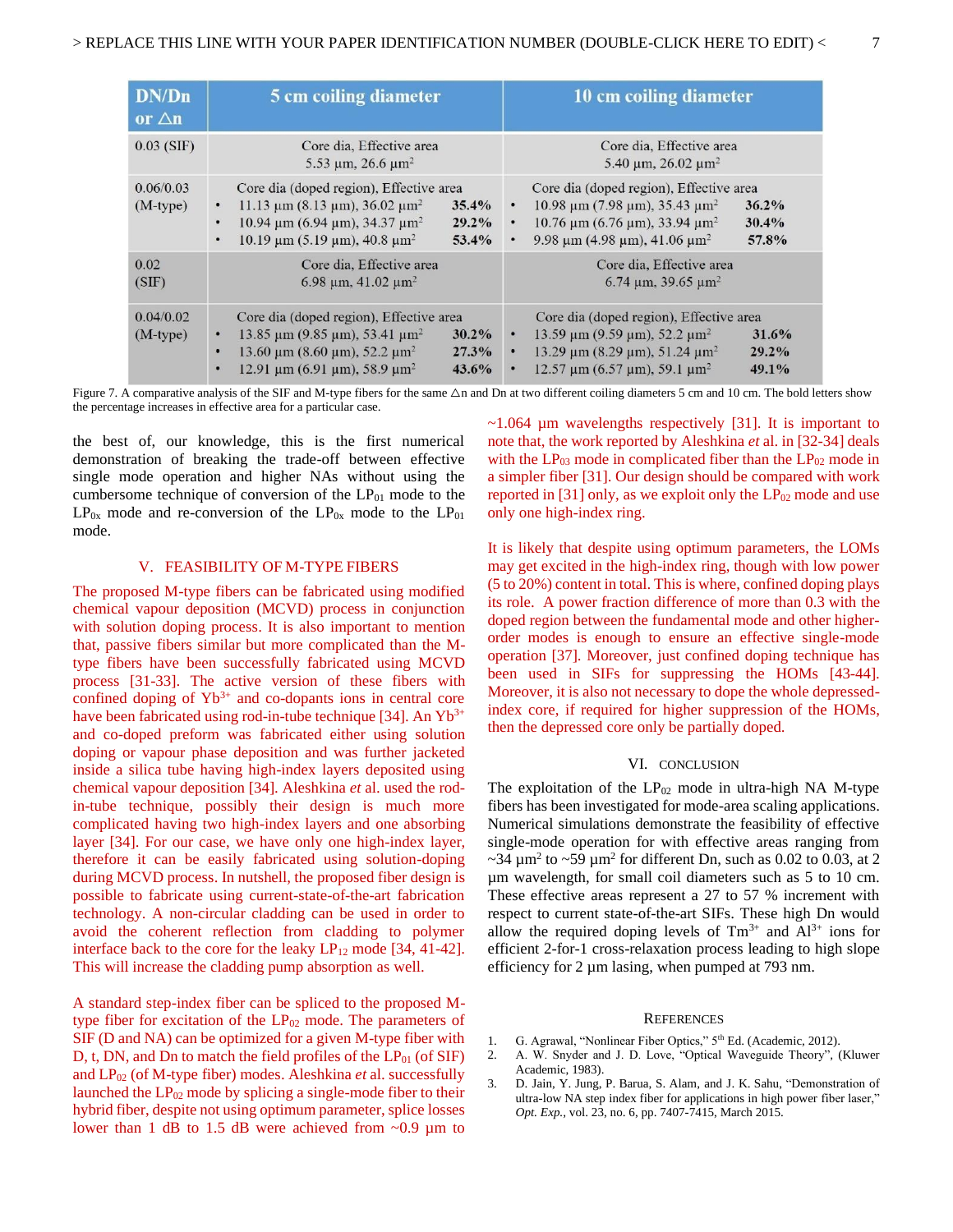| DN/Dn or $\Delta n$ | 5 cm coiling diameter | 10 cm coiling diameter |
|---|---|---|
| 0.03 (SIF) | Core dia, Effective area<br>5.53 µm, 26.6 µm$^2$ | Core dia, Effective area<br>5.40 µm, 26.02 µm$^2$ |
| 0.06/0.03 (M-type) | Core dia (doped region), Effective area<br>• 11.13 µm (8.13 µm), 36.02 µm$^2$ **35.4%**<br>• 10.94 µm (6.94 µm), 34.37 µm$^2$ **29.2%**<br>• 10.19 µm (5.19 µm), 40.8 µm$^2$ **53.4%** | Core dia (doped region), Effective area<br>• 10.98 µm (7.98 µm), 35.43 µm$^2$ **36.2%**<br>• 10.76 µm (6.76 µm), 33.94 µm$^2$ **30.4%**<br>• 9.98 µm (4.98 µm), 41.06 µm$^2$ **57.8%** |
| 0.02 (SIF) | Core dia, Effective area<br>6.98 µm, 41.02 µm$^2$ | Core dia, Effective area<br>6.74 µm, 39.65 µm$^2$ |
| 0.04/0.02 (M-type) | Core dia (doped region), Effective area<br>• 13.85 µm (9.85 µm), 53.41 µm$^2$ **30.2%**<br>• 13.60 µm (8.60 µm), 52.2 µm$^2$ **27.3%**<br>• 12.91 µm (6.91 µm), 58.9 µm$^2$ **43.6%** | Core dia (doped region), Effective area<br>• 13.59 µm (9.59 µm), 52.2 µm$^2$ **31.6%**<br>• 13.29 µm (8.29 µm), 51.24 µm$^2$ **29.2%**<br>• 12.57 µm (6.57 µm), 59.1 µm$^2$ **49.1%** |

Figure 7. A comparative analysis of the SIF and M-type fibers for the same $\Delta n$ and Dn at two different coiling diameters 5 cm and 10 cm. The bold letters show the percentage increases in effective area for a particular case.

the best of, our knowledge, this is the first numerical demonstration of breaking the trade-off between effective single mode operation and higher NAs without using the cumbersome technique of conversion of the $LP_{01}$ mode to the $LP_{0x}$ mode and re-conversion of the $LP_{0x}$ mode to the $LP_{01}$ mode.

## V. Feasibility of M-type Fibers

The proposed M-type fibers can be fabricated using modified chemical vapour deposition (MCVD) process in conjunction with solution doping process. It is also important to mention that, passive fibers similar but more complicated than the M-type fibers have been successfully fabricated using MCVD process [31-33]. The active version of these fibers with confined doping of $Yb^{3+}$ and co-dopants ions in central core have been fabricated using rod-in-tube technique [34]. An $Yb^{3+}$ and co-doped preform was fabricated either using solution doping or vapour phase deposition and was further jacketed inside a silica tube having high-index layers deposited using chemical vapour deposition [34]. Aleshkina *et* al. used the rod-in-tube technique, possibly their design is much more complicated having two high-index layers and one absorbing layer [34]. For our case, we have only one high-index layer, therefore it can be easily fabricated using solution-doping during MCVD process. In nutshell, the proposed fiber design is possible to fabricate using current-state-of-the-art fabrication technology. A non-circular cladding can be used in order to avoid the coherent reflection from cladding to polymer interface back to the core for the leaky $LP_{12}$ mode [34, 41-42]. This will increase the cladding pump absorption as well.

A standard step-index fiber can be spliced to the proposed M-type fiber for excitation of the $LP_{02}$ mode. The parameters of SIF (D and NA) can be optimized for a given M-type fiber with D, t, DN, and Dn to match the field profiles of the $LP_{01}$ (of SIF) and $LP_{02}$ (of M-type fiber) modes. Aleshkina *et* al. successfully launched the $LP_{02}$ mode by splicing a single-mode fiber to their hybrid fiber, despite not using optimum parameter, splice losses lower than 1 dB to 1.5 dB were achieved from ~0.9 µm to ~1.064 µm wavelengths respectively [31]. It is important to note that, the work reported by Aleshkina *et* al. in [32-34] deals with the $LP_{03}$ mode in complicated fiber than the $LP_{02}$ mode in a simpler fiber [31]. Our design should be compared with work reported in [31] only, as we exploit only the $LP_{02}$ mode and use only one high-index ring.

It is likely that despite using optimum parameters, the LOMs may get excited in the high-index ring, though with low power (5 to 20%) content in total. This is where, confined doping plays its role. A power fraction difference of more than 0.3 with the doped region between the fundamental mode and other higher-order modes is enough to ensure an effective single-mode operation [37]. Moreover, just confined doping technique has been used in SIFs for suppressing the HOMs [43-44]. Moreover, it is also not necessary to dope the whole depressed-index core, if required for higher suppression of the HOMs, then the depressed core only be partially doped.

## VI. Conclusion

The exploitation of the $LP_{02}$ mode in ultra-high NA M-type fibers has been investigated for mode-area scaling applications. Numerical simulations demonstrate the feasibility of effective single-mode operation for with effective areas ranging from ~34 µm$^2$ to ~59 µm$^2$ for different Dn, such as 0.02 to 0.03, at 2 µm wavelength, for small coil diameters such as 5 to 10 cm. These effective areas represent a 27 to 57 % increment with respect to current state-of-the-art SIFs. These high Dn would allow the required doping levels of $Tm^{3+}$ and $Al^{3+}$ ions for efficient 2-for-1 cross-relaxation process leading to high slope efficiency for 2 µm lasing, when pumped at 793 nm.

## References

1. G. Agrawal, "Nonlinear Fiber Optics," 5th Ed. (Academic, 2012).
2. A. W. Snyder and J. D. Love, "Optical Waveguide Theory", (Kluwer Academic, 1983).
3. D. Jain, Y. Jung, P. Barua, S. Alam, and J. K. Sahu, "Demonstration of ultra-low NA step index fiber for applications in high power fiber laser," *Opt. Exp.*, vol. 23, no. 6, pp. 7407-7415, March 2015.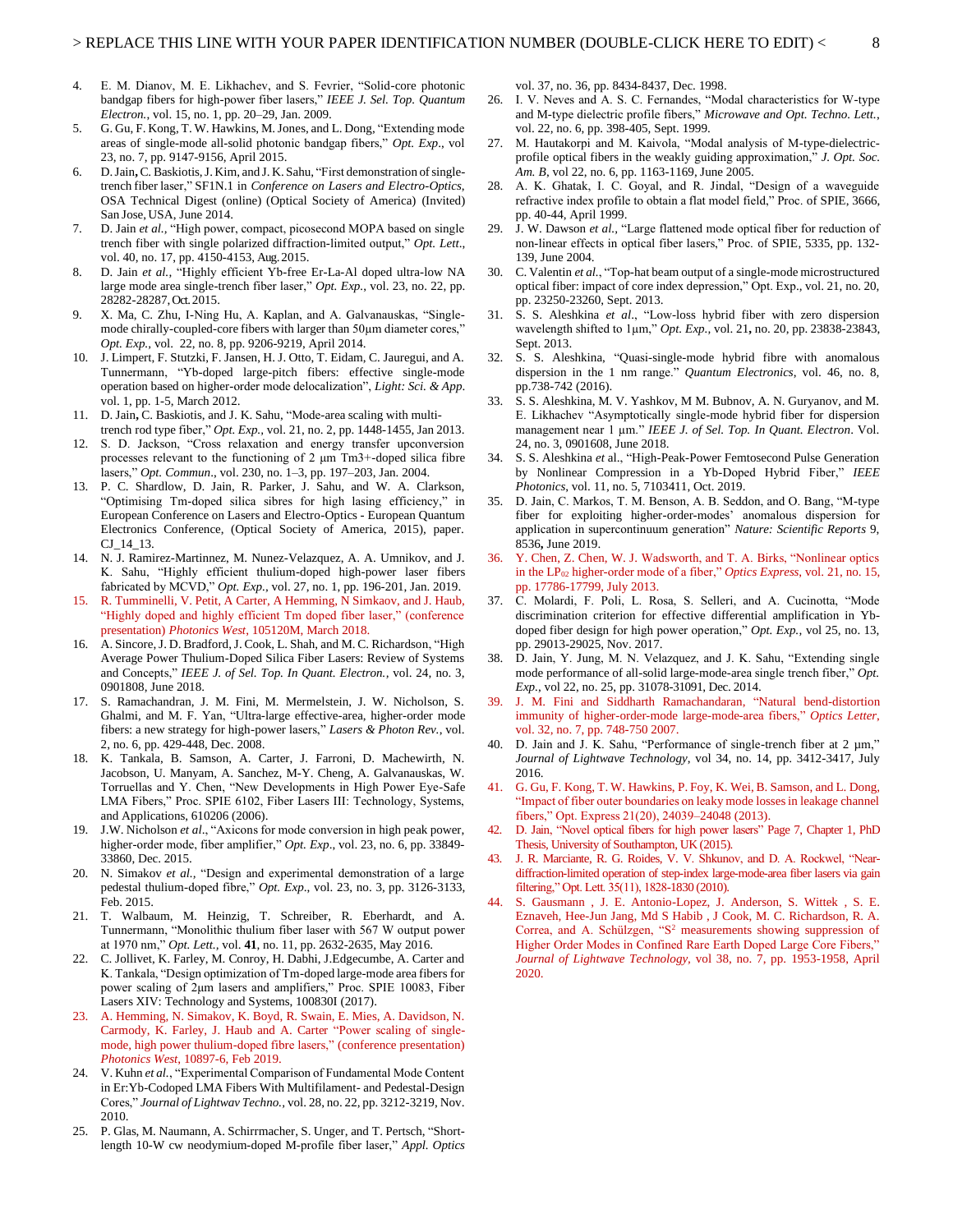4. E. M. Dianov, M. E. Likhachev, and S. Fevrier, "Solid-core photonic bandgap fibers for high-power fiber lasers," *IEEE J. Sel. Top. Quantum Electron.*, vol. 15, no. 1, pp. 20–29, Jan. 2009.
5. G. Gu, F. Kong, T. W. Hawkins, M. Jones, and L. Dong, "Extending mode areas of single-mode all-solid photonic bandgap fibers," *Opt. Exp.*, vol 23, no. 7, pp. 9147-9156, April 2015.
6. D. Jain, C. Baskiotis, J. Kim, and J. K. Sahu, "First demonstration of single-trench fiber laser," SF1N.1 in *Conference on Lasers and Electro-Optics*, OSA Technical Digest (online) (Optical Society of America) (Invited) San Jose, USA, June 2014.
7. D. Jain *et al.*, "High power, compact, picosecond MOPA based on single trench fiber with single polarized diffraction-limited output," *Opt. Lett.*, vol. 40, no. 17, pp. 4150-4153, Aug. 2015.
8. D. Jain *et al.*, "Highly efficient Yb-free Er-La-Al doped ultra-low NA large mode area single-trench fiber laser," *Opt. Exp.*, vol. 23, no. 22, pp. 28282-28287, Oct. 2015.
9. X. Ma, C. Zhu, I-Ning Hu, A. Kaplan, and A. Galvanauskas, "Single-mode chirally-coupled-core fibers with larger than 50μm diameter cores," *Opt. Exp.*, vol. 22, no. 8, pp. 9206-9219, April 2014.
10. J. Limpert, F. Stutzki, F. Jansen, H. J. Otto, T. Eidam, C. Jauregui, and A. Tunnermann, "Yb-doped large-pitch fibers: effective single-mode operation based on higher-order mode delocalization", *Light: Sci. & App.* vol. 1, pp. 1-5, March 2012.
11. D. Jain, C. Baskiotis, and J. K. Sahu, "Mode-area scaling with multi-trench rod type fiber," *Opt. Exp.*, vol. 21, no. 2, pp. 1448-1455, Jan 2013.
12. S. D. Jackson, "Cross relaxation and energy transfer upconversion processes relevant to the functioning of 2 μm Tm3+-doped silica fibre lasers," *Opt. Commun.*, vol. 230, no. 1–3, pp. 197–203, Jan. 2004.
13. P. C. Shardlow, D. Jain, R. Parker, J. Sahu, and W. A. Clarkson, "Optimising Tm-doped silica sibres for high lasing efficiency," in European Conference on Lasers and Electro-Optics - European Quantum Electronics Conference, (Optical Society of America, 2015), paper. CJ_14_13.
14. N. J. Ramirez-Martinnez, M. Nunez-Velazquez, A. A. Umnikov, and J. K. Sahu, "Highly efficient thulium-doped high-power laser fibers fabricated by MCVD," *Opt. Exp.*, vol. 27, no. 1, pp. 196-201, Jan. 2019.
15. R. Tumminelli, V. Petit, A Carter, A Hemming, N Simkaov, and J. Haub, "Highly doped and highly efficient Tm doped fiber laser," (conference presentation) *Photonics West*, 105120M, March 2018.
16. A. Sincore, J. D. Bradford, J. Cook, L. Shah, and M. C. Richardson, "High Average Power Thulium-Doped Silica Fiber Lasers: Review of Systems and Concepts," *IEEE J. of Sel. Top. In Quant. Electron.*, vol. 24, no. 3, 0901808, June 2018.
17. S. Ramachandran, J. M. Fini, M. Mermelstein, J. W. Nicholson, S. Ghalmi, and M. F. Yan, "Ultra-large effective-area, higher-order mode fibers: a new strategy for high-power lasers," *Lasers & Photon Rev.*, vol. 2, no. 6, pp. 429-448, Dec. 2008.
18. K. Tankala, B. Samson, A. Carter, J. Farroni, D. Machewirth, N. Jacobson, U. Manyam, A. Sanchez, M-Y. Cheng, A. Galvanauskas, W. Torruellas and Y. Chen, "New Developments in High Power Eye-Safe LMA Fibers," Proc. SPIE 6102, Fiber Lasers III: Technology, Systems, and Applications, 610206 (2006).
19. J.W. Nicholson *et al*., "Axicons for mode conversion in high peak power, higher-order mode, fiber amplifier," *Opt. Exp*., vol. 23, no. 6, pp. 33849-33860, Dec. 2015.
20. N. Simakov *et al.*, "Design and experimental demonstration of a large pedestal thulium-doped fibre," *Opt. Exp.*, vol. 23, no. 3, pp. 3126-3133, Feb. 2015.
21. T. Walbaum, M. Heinzig, T. Schreiber, R. Eberhardt, and A. Tunnermann, "Monolithic thulium fiber laser with 567 W output power at 1970 nm," *Opt. Lett.*, vol. **41**, no. 11, pp. 2632-2635, May 2016.
22. C. Jollivet, K. Farley, M. Conroy, H. Dabhi, J.Edgecumbe, A. Carter and K. Tankala, "Design optimization of Tm-doped large-mode area fibers for power scaling of 2μm lasers and amplifiers," Proc. SPIE 10083, Fiber Lasers XIV: Technology and Systems, 100830I (2017).
23. A. Hemming, N. Simakov, K. Boyd, R. Swain, E. Mies, A. Davidson, N. Carmody, K. Farley, J. Haub and A. Carter "Power scaling of single-mode, high power thulium-doped fibre lasers," (conference presentation) *Photonics West*, 10897-6, Feb 2019.
24. V. Kuhn *et al.*, "Experimental Comparison of Fundamental Mode Content in Er:Yb-Codoped LMA Fibers With Multifilament- and Pedestal-Design Cores," *Journal of Lightwav Techno.*, vol. 28, no. 22, pp. 3212-3219, Nov. 2010.
25. P. Glas, M. Naumann, A. Schirrmacher, S. Unger, and T. Pertsch, "Short-length 10-W cw neodymium-doped M-profile fiber laser," *Appl. Optics* vol. 37, no. 36, pp. 8434-8437, Dec. 1998.
26. I. V. Neves and A. S. C. Fernandes, "Modal characteristics for W-type and M-type dielectric profile fibers," *Microwave and Opt. Techno. Lett.*, vol. 22, no. 6, pp. 398-405, Sept. 1999.
27. M. Hautakorpi and M. Kaivola, "Modal analysis of M-type-dielectric-profile optical fibers in the weakly guiding approximation," *J. Opt. Soc. Am. B*, vol 22, no. 6, pp. 1163-1169, June 2005.
28. A. K. Ghatak, I. C. Goyal, and R. Jindal, "Design of a waveguide refractive index profile to obtain a flat model field," Proc. of SPIE, 3666, pp. 40-44, April 1999.
29. J. W. Dawson *et al.*, "Large flattened mode optical fiber for reduction of non-linear effects in optical fiber lasers," Proc. of SPIE, 5335, pp. 132-139, June 2004.
30. C. Valentin *et al.*, "Top-hat beam output of a single-mode microstructured optical fiber: impact of core index depression," Opt. Exp., vol. 21, no. 20, pp. 23250-23260, Sept. 2013.
31. S. S. Aleshkina *et al*., "Low-loss hybrid fiber with zero dispersion wavelength shifted to 1μm," *Opt. Exp.*, vol. 21**,** no. 20, pp. 23838-23843, Sept. 2013.
32. S. S. Aleshkina, "Quasi-single-mode hybrid fibre with anomalous dispersion in the 1 nm range." *Quantum Electronics*, vol. 46, no. 8, pp.738-742 (2016).
33. S. S. Aleshkina, M. V. Yashkov, M M. Bubnov, A. N. Guryanov, and M. E. Likhachev "Asymptotically single-mode hybrid fiber for dispersion management near 1 μm." *IEEE J. of Sel. Top. In Quant. Electron*. Vol. 24, no. 3, 0901608, June 2018.
34. S. S. Aleshkina *et* al., "High-Peak-Power Femtosecond Pulse Generation by Nonlinear Compression in a Yb-Doped Hybrid Fiber," *IEEE Photonics*, vol. 11, no. 5, 7103411, Oct. 2019.
35. D. Jain, C. Markos, T. M. Benson, A. B. Seddon, and O. Bang, "M-type fiber for exploiting higher-order-modes' anomalous dispersion for application in supercontinuum generation" *Nature: Scientific Reports* 9, 8536**,** June 2019.
36. Y. Chen, Z. Chen, W. J. Wadsworth, and T. A. Birks, "Nonlinear optics in the $LP_{02}$ higher-order mode of a fiber," *Optics Express*, vol. 21, no. 15, pp. 17786-17799, July 2013.
37. C. Molardi, F. Poli, L. Rosa, S. Selleri, and A. Cucinotta, "Mode discrimination criterion for effective differential amplification in Yb-doped fiber design for high power operation," *Opt. Exp.*, vol 25, no. 13, pp. 29013-29025, Nov. 2017.
38. D. Jain, Y. Jung, M. N. Velazquez, and J. K. Sahu, "Extending single mode performance of all-solid large-mode-area single trench fiber," *Opt. Exp.*, vol 22, no. 25, pp. 31078-31091, Dec. 2014.
39. J. M. Fini and Siddharth Ramachandaran, "Natural bend-distortion immunity of higher-order-mode large-mode-area fibers," *Optics Letter*, vol. 32, no. 7, pp. 748-750 2007.
40. D. Jain and J. K. Sahu, "Performance of single-trench fiber at 2 μm," *Journal of Lightwave Technology*, vol 34, no. 14, pp. 3412-3417, July 2016.
41. G. Gu, F. Kong, T. W. Hawkins, P. Foy, K. Wei, B. Samson, and L. Dong, "Impact of fiber outer boundaries on leaky mode losses in leakage channel fibers," Opt. Express 21(20), 24039–24048 (2013).
42. D. Jain, "Novel optical fibers for high power lasers" Page 7, Chapter 1, PhD Thesis, University of Southampton, UK (2015).
43. J. R. Marciante, R. G. Roides, V. V. Shkunov, and D. A. Rockwel, "Near-diffraction-limited operation of step-index large-mode-area fiber lasers via gain filtering," Opt. Lett. 35(11), 1828-1830 (2010).
44. S. Gausmann , J. E. Antonio-Lopez, J. Anderson, S. Wittek , S. E. Eznaveh, Hee-Jun Jang, Md S Habib , J Cook, M. C. Richardson, R. A. Correa, and A. Schülzgen, "$S^2$ measurements showing suppression of Higher Order Modes in Confined Rare Earth Doped Large Core Fibers," *Journal of Lightwave Technology*, vol 38, no. 7, pp. 1953-1958, April 2020.